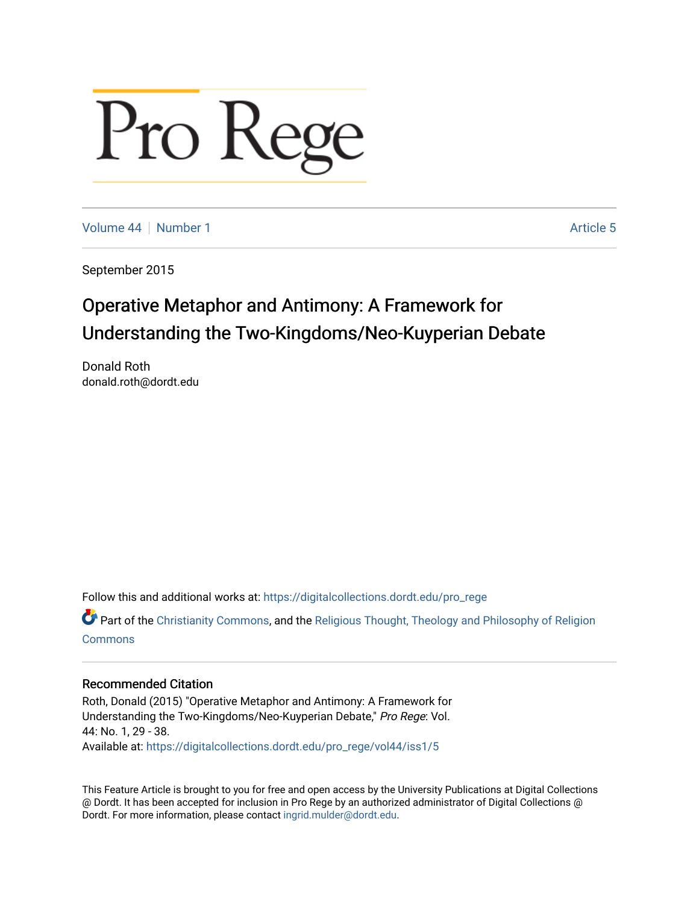# Pro Rege

Volume 44 | Number 1 | Article 5

September 2015

## Operative Metaphor and Antimony: A Framework for Understanding the Two-Kingdoms/Neo-Kuyperian Debate

Donald Roth
donald.roth@dordt.edu

Follow this and additional works at: https://digitalcollections.dordt.edu/pro_rege

Part of the Christianity Commons, and the Religious Thought, Theology and Philosophy of Religion Commons

### Recommended Citation

Roth, Donald (2015) "Operative Metaphor and Antimony: A Framework for Understanding the Two-Kingdoms/Neo-Kuyperian Debate," *Pro Rege*: Vol. 44: No. 1, 29 - 38.
Available at: https://digitalcollections.dordt.edu/pro_rege/vol44/iss1/5

This Feature Article is brought to you for free and open access by the University Publications at Digital Collections @ Dordt. It has been accepted for inclusion in Pro Rege by an authorized administrator of Digital Collections @ Dordt. For more information, please contact ingrid.mulder@dordt.edu.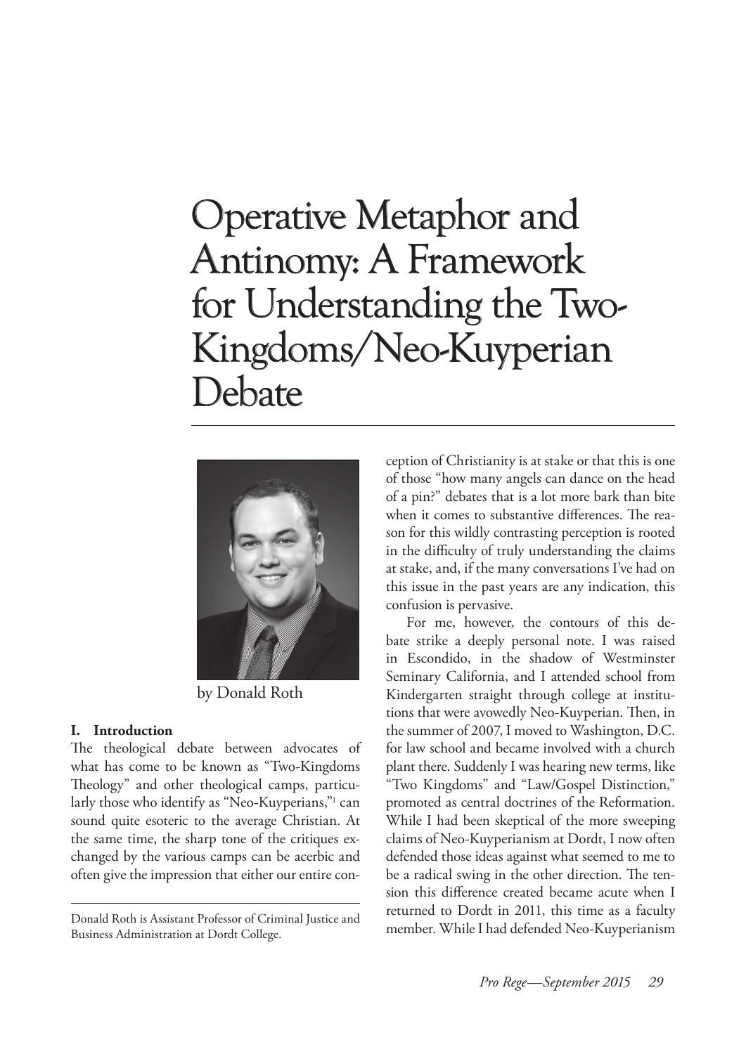# Operative Metaphor and Antinomy: A Framework for Understanding the Two-Kingdoms/Neo-Kuyperian Debate

by Donald Roth

Donald Roth is Assistant Professor of Criminal Justice and Business Administration at Dordt College.

## I. Introduction

The theological debate between advocates of what has come to be known as "Two-Kingdoms Theology" and other theological camps, particularly those who identify as "Neo-Kuyperians,"[1] can sound quite esoteric to the average Christian. At the same time, the sharp tone of the critiques exchanged by the various camps can be acerbic and often give the impression that either our entire conception of Christianity is at stake or that this is one of those "how many angels can dance on the head of a pin?" debates that is a lot more bark than bite when it comes to substantive differences. The reason for this wildly contrasting perception is rooted in the difficulty of truly understanding the claims at stake, and, if the many conversations I've had on this issue in the past years are any indication, this confusion is pervasive.

For me, however, the contours of this debate strike a deeply personal note. I was raised in Escondido, in the shadow of Westminster Seminary California, and I attended school from Kindergarten straight through college at institutions that were avowedly Neo-Kuyperian. Then, in the summer of 2007, I moved to Washington, D.C. for law school and became involved with a church plant there. Suddenly I was hearing new terms, like "Two Kingdoms" and "Law/Gospel Distinction," promoted as central doctrines of the Reformation. While I had been skeptical of the more sweeping claims of Neo-Kuyperianism at Dordt, I now often defended those ideas against what seemed to me to be a radical swing in the other direction. The tension this difference created became acute when I returned to Dordt in 2011, this time as a faculty member. While I had defended Neo-Kuyperianism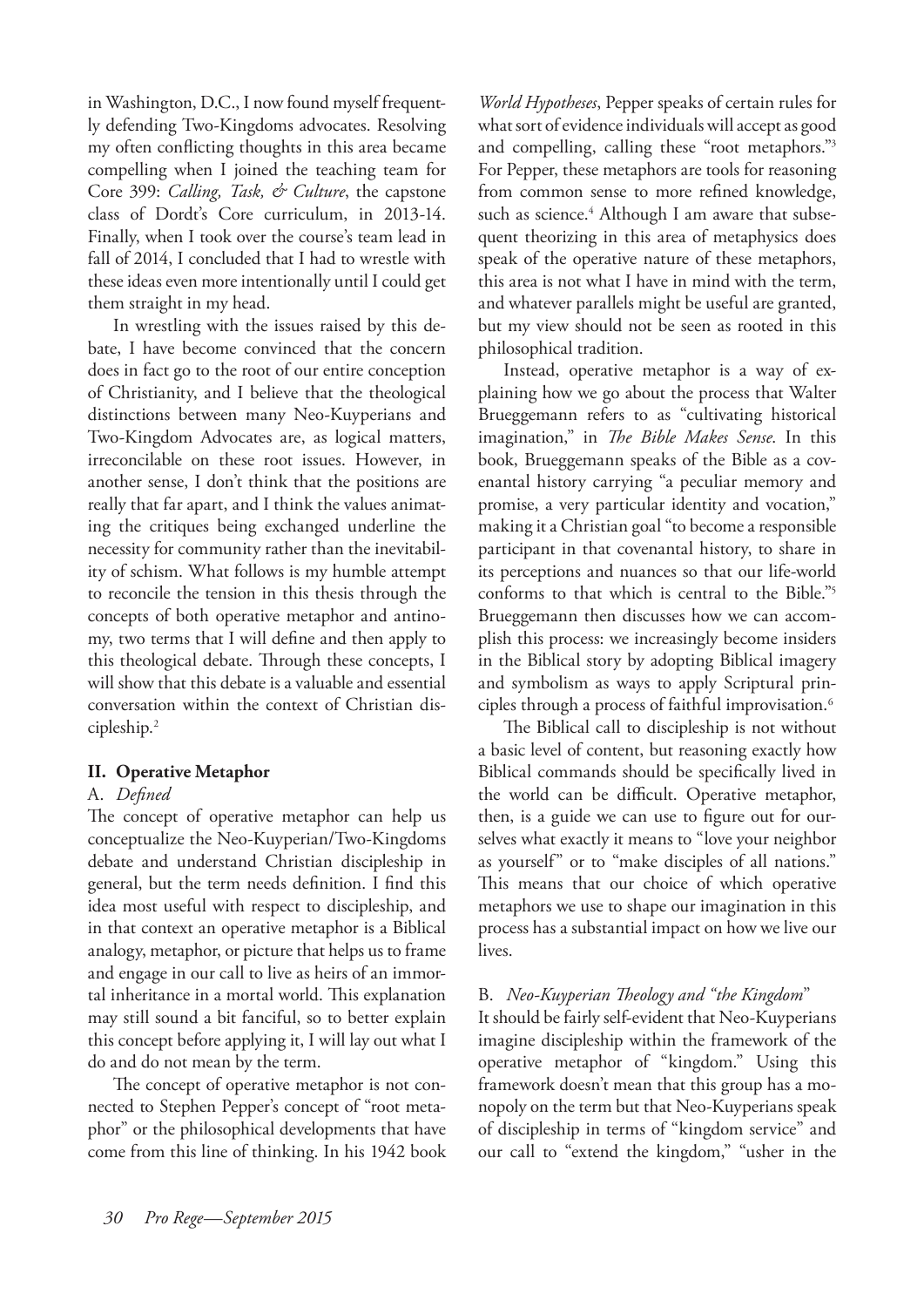in Washington, D.C., I now found myself frequently defending Two-Kingdoms advocates. Resolving my often conflicting thoughts in this area became compelling when I joined the teaching team for Core 399: *Calling, Task, & Culture*, the capstone class of Dordt's Core curriculum, in 2013-14. Finally, when I took over the course's team lead in fall of 2014, I concluded that I had to wrestle with these ideas even more intentionally until I could get them straight in my head.

In wrestling with the issues raised by this debate, I have become convinced that the concern does in fact go to the root of our entire conception of Christianity, and I believe that the theological distinctions between many Neo-Kuyperians and Two-Kingdom Advocates are, as logical matters, irreconcilable on these root issues. However, in another sense, I don't think that the positions are really that far apart, and I think the values animating the critiques being exchanged underline the necessity for community rather than the inevitability of schism. What follows is my humble attempt to reconcile the tension in this thesis through the concepts of both operative metaphor and antinomy, two terms that I will define and then apply to this theological debate. Through these concepts, I will show that this debate is a valuable and essential conversation within the context of Christian discipleship.[2]

## II. Operative Metaphor

### A. *Defined*

The concept of operative metaphor can help us conceptualize the Neo-Kuyperian/Two-Kingdoms debate and understand Christian discipleship in general, but the term needs definition. I find this idea most useful with respect to discipleship, and in that context an operative metaphor is a Biblical analogy, metaphor, or picture that helps us to frame and engage in our call to live as heirs of an immortal inheritance in a mortal world. This explanation may still sound a bit fanciful, so to better explain this concept before applying it, I will lay out what I do and do not mean by the term.

The concept of operative metaphor is not connected to Stephen Pepper's concept of "root metaphor" or the philosophical developments that have come from this line of thinking. In his 1942 book *World Hypotheses*, Pepper speaks of certain rules for what sort of evidence individuals will accept as good and compelling, calling these "root metaphors."[3] For Pepper, these metaphors are tools for reasoning from common sense to more refined knowledge, such as science.[4] Although I am aware that subsequent theorizing in this area of metaphysics does speak of the operative nature of these metaphors, this area is not what I have in mind with the term, and whatever parallels might be useful are granted, but my view should not be seen as rooted in this philosophical tradition.

Instead, operative metaphor is a way of explaining how we go about the process that Walter Brueggemann refers to as "cultivating historical imagination," in *The Bible Makes Sense*. In this book, Brueggemann speaks of the Bible as a covenantal history carrying "a peculiar memory and promise, a very particular identity and vocation," making it a Christian goal "to become a responsible participant in that covenantal history, to share in its perceptions and nuances so that our life-world conforms to that which is central to the Bible."[5] Brueggemann then discusses how we can accomplish this process: we increasingly become insiders in the Biblical story by adopting Biblical imagery and symbolism as ways to apply Scriptural principles through a process of faithful improvisation.[6]

The Biblical call to discipleship is not without a basic level of content, but reasoning exactly how Biblical commands should be specifically lived in the world can be difficult. Operative metaphor, then, is a guide we can use to figure out for ourselves what exactly it means to "love your neighbor as yourself" or to "make disciples of all nations." This means that our choice of which operative metaphors we use to shape our imagination in this process has a substantial impact on how we live our lives.

### B. *Neo-Kuyperian Theology and "the Kingdom"*

It should be fairly self-evident that Neo-Kuyperians imagine discipleship within the framework of the operative metaphor of "kingdom." Using this framework doesn't mean that this group has a monopoly on the term but that Neo-Kuyperians speak of discipleship in terms of "kingdom service" and our call to "extend the kingdom," "usher in the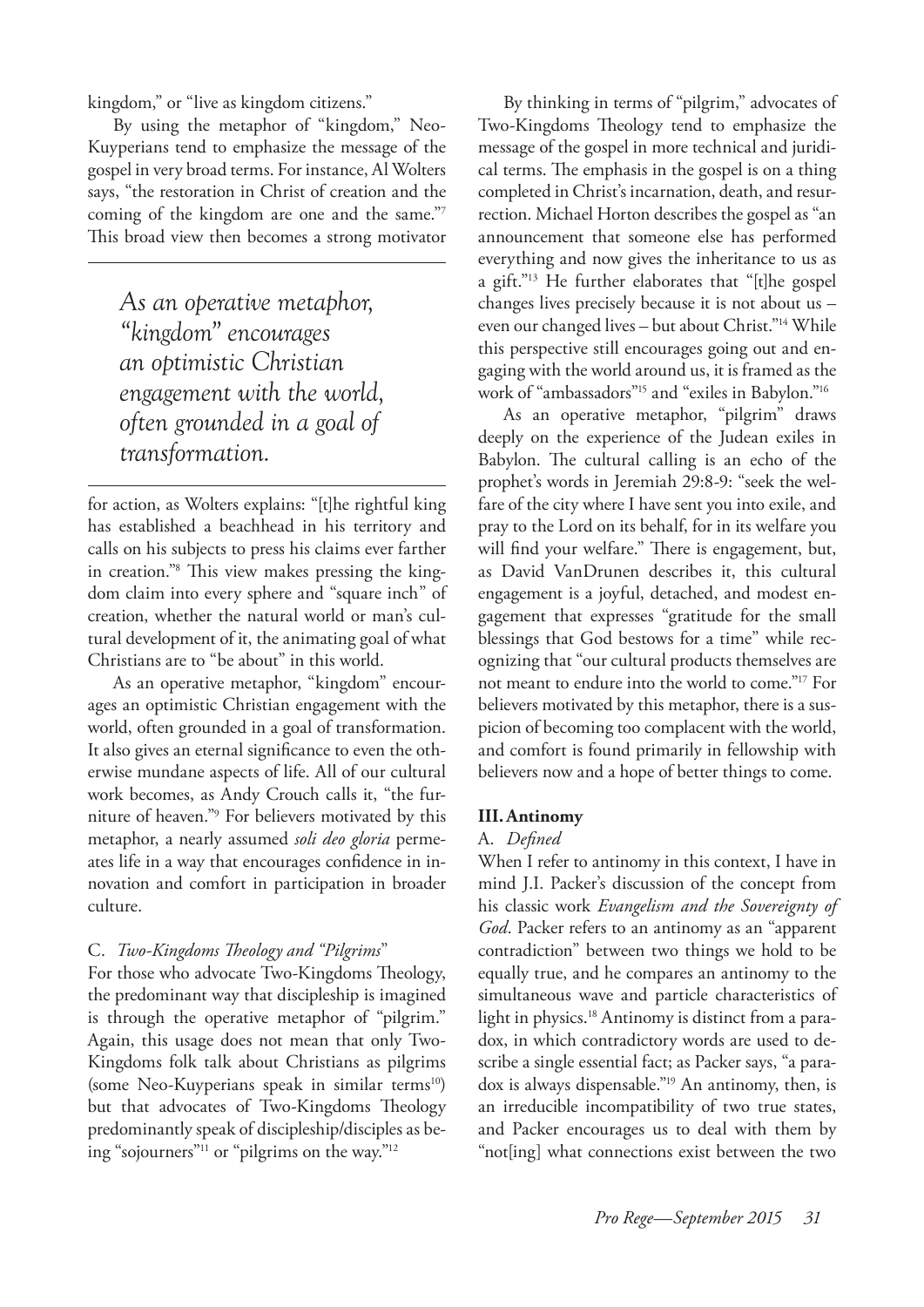kingdom," or "live as kingdom citizens."

By using the metaphor of "kingdom," Neo-Kuyperians tend to emphasize the message of the gospel in very broad terms. For instance, Al Wolters says, "the restoration in Christ of creation and the coming of the kingdom are one and the same."[7] This broad view then becomes a strong motivator for action, as Wolters explains: "[t]he rightful king has established a beachhead in his territory and calls on his subjects to press his claims ever farther in creation."[8] This view makes pressing the kingdom claim into every sphere and "square inch" of creation, whether the natural world or man's cultural development of it, the animating goal of what Christians are to "be about" in this world.

> *As an operative metaphor, "kingdom" encourages an optimistic Christian engagement with the world, often grounded in a goal of transformation.*

As an operative metaphor, "kingdom" encourages an optimistic Christian engagement with the world, often grounded in a goal of transformation. It also gives an eternal significance to even the otherwise mundane aspects of life. All of our cultural work becomes, as Andy Crouch calls it, "the furniture of heaven."[9] For believers motivated by this metaphor, a nearly assumed *soli deo gloria* permeates life in a way that encourages confidence in innovation and comfort in participation in broader culture.

### C. *Two-Kingdoms Theology and "Pilgrims"*

For those who advocate Two-Kingdoms Theology, the predominant way that discipleship is imagined is through the operative metaphor of "pilgrim." Again, this usage does not mean that only Two-Kingdoms folk talk about Christians as pilgrims (some Neo-Kuyperians speak in similar terms[10]) but that advocates of Two-Kingdoms Theology predominantly speak of discipleship/disciples as being "sojourners"[11] or "pilgrims on the way."[12]

By thinking in terms of "pilgrim," advocates of Two-Kingdoms Theology tend to emphasize the message of the gospel in more technical and juridical terms. The emphasis in the gospel is on a thing completed in Christ's incarnation, death, and resurrection. Michael Horton describes the gospel as "an announcement that someone else has performed everything and now gives the inheritance to us as a gift."[13] He further elaborates that "[t]he gospel changes lives precisely because it is not about us – even our changed lives – but about Christ."[14] While this perspective still encourages going out and engaging with the world around us, it is framed as the work of "ambassadors"[15] and "exiles in Babylon."[16]

As an operative metaphor, "pilgrim" draws deeply on the experience of the Judean exiles in Babylon. The cultural calling is an echo of the prophet's words in Jeremiah 29:8-9: "seek the welfare of the city where I have sent you into exile, and pray to the Lord on its behalf, for in its welfare you will find your welfare." There is engagement, but, as David VanDrunen describes it, this cultural engagement is a joyful, detached, and modest engagement that expresses "gratitude for the small blessings that God bestows for a time" while recognizing that "our cultural products themselves are not meant to endure into the world to come."[17] For believers motivated by this metaphor, there is a suspicion of becoming too complacent with the world, and comfort is found primarily in fellowship with believers now and a hope of better things to come.

## III. Antinomy

### A. *Defined*

When I refer to antinomy in this context, I have in mind J.I. Packer's discussion of the concept from his classic work *Evangelism and the Sovereignty of God*. Packer refers to an antinomy as an "apparent contradiction" between two things we hold to be equally true, and he compares an antinomy to the simultaneous wave and particle characteristics of light in physics.[18] Antinomy is distinct from a paradox, in which contradictory words are used to describe a single essential fact; as Packer says, "a paradox is always dispensable."[19] An antinomy, then, is an irreducible incompatibility of two true states, and Packer encourages us to deal with them by "not[ing] what connections exist between the two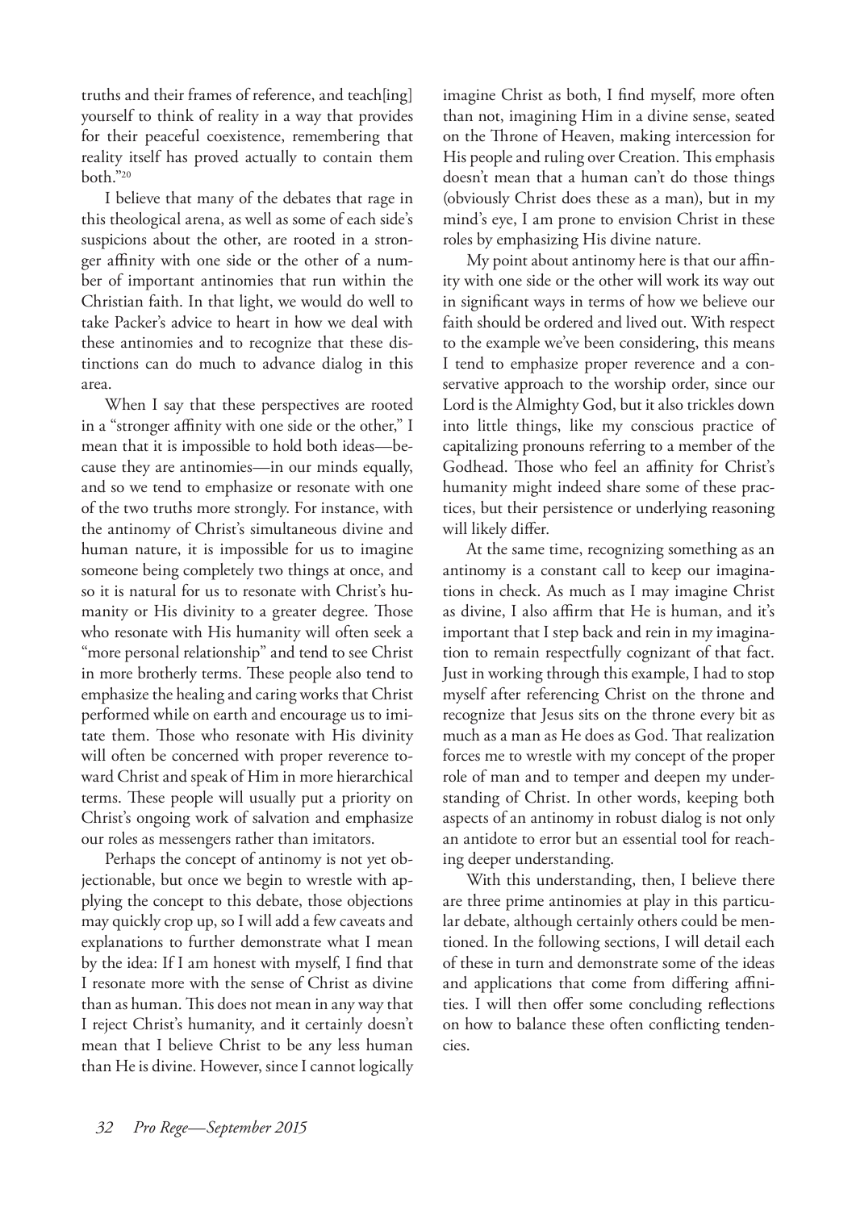truths and their frames of reference, and teach[ing] yourself to think of reality in a way that provides for their peaceful coexistence, remembering that reality itself has proved actually to contain them both."[20]

I believe that many of the debates that rage in this theological arena, as well as some of each side's suspicions about the other, are rooted in a stronger affinity with one side or the other of a number of important antinomies that run within the Christian faith. In that light, we would do well to take Packer's advice to heart in how we deal with these antinomies and to recognize that these distinctions can do much to advance dialog in this area.

When I say that these perspectives are rooted in a "stronger affinity with one side or the other," I mean that it is impossible to hold both ideas—because they are antinomies—in our minds equally, and so we tend to emphasize or resonate with one of the two truths more strongly. For instance, with the antinomy of Christ's simultaneous divine and human nature, it is impossible for us to imagine someone being completely two things at once, and so it is natural for us to resonate with Christ's humanity or His divinity to a greater degree. Those who resonate with His humanity will often seek a "more personal relationship" and tend to see Christ in more brotherly terms. These people also tend to emphasize the healing and caring works that Christ performed while on earth and encourage us to imitate them. Those who resonate with His divinity will often be concerned with proper reverence toward Christ and speak of Him in more hierarchical terms. These people will usually put a priority on Christ's ongoing work of salvation and emphasize our roles as messengers rather than imitators.

Perhaps the concept of antinomy is not yet objectionable, but once we begin to wrestle with applying the concept to this debate, those objections may quickly crop up, so I will add a few caveats and explanations to further demonstrate what I mean by the idea: If I am honest with myself, I find that I resonate more with the sense of Christ as divine than as human. This does not mean in any way that I reject Christ's humanity, and it certainly doesn't mean that I believe Christ to be any less human than He is divine. However, since I cannot logically imagine Christ as both, I find myself, more often than not, imagining Him in a divine sense, seated on the Throne of Heaven, making intercession for His people and ruling over Creation. This emphasis doesn't mean that a human can't do those things (obviously Christ does these as a man), but in my mind's eye, I am prone to envision Christ in these roles by emphasizing His divine nature.

My point about antinomy here is that our affinity with one side or the other will work its way out in significant ways in terms of how we believe our faith should be ordered and lived out. With respect to the example we've been considering, this means I tend to emphasize proper reverence and a conservative approach to the worship order, since our Lord is the Almighty God, but it also trickles down into little things, like my conscious practice of capitalizing pronouns referring to a member of the Godhead. Those who feel an affinity for Christ's humanity might indeed share some of these practices, but their persistence or underlying reasoning will likely differ.

At the same time, recognizing something as an antinomy is a constant call to keep our imaginations in check. As much as I may imagine Christ as divine, I also affirm that He is human, and it's important that I step back and rein in my imagination to remain respectfully cognizant of that fact. Just in working through this example, I had to stop myself after referencing Christ on the throne and recognize that Jesus sits on the throne every bit as much as a man as He does as God. That realization forces me to wrestle with my concept of the proper role of man and to temper and deepen my understanding of Christ. In other words, keeping both aspects of an antinomy in robust dialog is not only an antidote to error but an essential tool for reaching deeper understanding.

With this understanding, then, I believe there are three prime antinomies at play in this particular debate, although certainly others could be mentioned. In the following sections, I will detail each of these in turn and demonstrate some of the ideas and applications that come from differing affinities. I will then offer some concluding reflections on how to balance these often conflicting tendencies.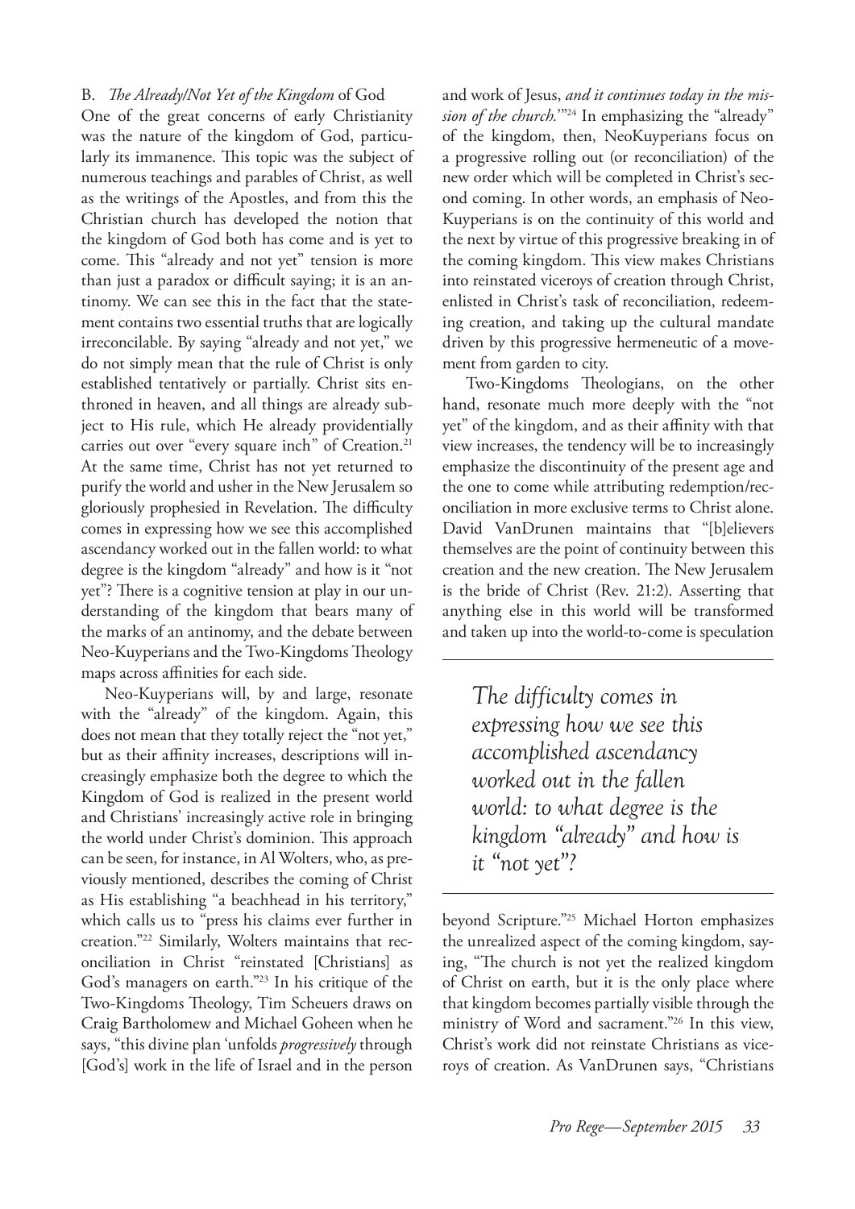B. *The Already/Not Yet of the Kingdom* of God

One of the great concerns of early Christianity was the nature of the kingdom of God, particularly its immanence. This topic was the subject of numerous teachings and parables of Christ, as well as the writings of the Apostles, and from this the Christian church has developed the notion that the kingdom of God both has come and is yet to come. This "already and not yet" tension is more than just a paradox or difficult saying; it is an antinomy. We can see this in the fact that the statement contains two essential truths that are logically irreconcilable. By saying "already and not yet," we do not simply mean that the rule of Christ is only established tentatively or partially. Christ sits enthroned in heaven, and all things are already subject to His rule, which He already providentially carries out over "every square inch" of Creation.[21] At the same time, Christ has not yet returned to purify the world and usher in the New Jerusalem so gloriously prophesied in Revelation. The difficulty comes in expressing how we see this accomplished ascendancy worked out in the fallen world: to what degree is the kingdom "already" and how is it "not yet"? There is a cognitive tension at play in our understanding of the kingdom that bears many of the marks of an antinomy, and the debate between Neo-Kuyperians and the Two-Kingdoms Theology maps across affinities for each side.

Neo-Kuyperians will, by and large, resonate with the "already" of the kingdom. Again, this does not mean that they totally reject the "not yet," but as their affinity increases, descriptions will increasingly emphasize both the degree to which the Kingdom of God is realized in the present world and Christians' increasingly active role in bringing the world under Christ's dominion. This approach can be seen, for instance, in Al Wolters, who, as previously mentioned, describes the coming of Christ as His establishing "a beachhead in his territory," which calls us to "press his claims ever further in creation."[22] Similarly, Wolters maintains that reconciliation in Christ "reinstated [Christians] as God's managers on earth."[23] In his critique of the Two-Kingdoms Theology, Tim Scheuers draws on Craig Bartholomew and Michael Goheen when he says, "this divine plan 'unfolds *progressively* through [God's] work in the life of Israel and in the person and work of Jesus, *and it continues today in the mission of the church.*'"[24] In emphasizing the "already" of the kingdom, then, NeoKuyperians focus on a progressive rolling out (or reconciliation) of the new order which will be completed in Christ's second coming. In other words, an emphasis of Neo-Kuyperians is on the continuity of this world and the next by virtue of this progressive breaking in of the coming kingdom. This view makes Christians into reinstated viceroys of creation through Christ, enlisted in Christ's task of reconciliation, redeeming creation, and taking up the cultural mandate driven by this progressive hermeneutic of a movement from garden to city.

Two-Kingdoms Theologians, on the other hand, resonate much more deeply with the "not yet" of the kingdom, and as their affinity with that view increases, the tendency will be to increasingly emphasize the discontinuity of the present age and the one to come while attributing redemption/reconciliation in more exclusive terms to Christ alone. David VanDrunen maintains that "[b]elievers themselves are the point of continuity between this creation and the new creation. The New Jerusalem is the bride of Christ (Rev. 21:2). Asserting that anything else in this world will be transformed and taken up into the world-to-come is speculation beyond Scripture."[25] Michael Horton emphasizes the unrealized aspect of the coming kingdom, saying, "The church is not yet the realized kingdom of Christ on earth, but it is the only place where that kingdom becomes partially visible through the ministry of Word and sacrament."[26] In this view, Christ's work did not reinstate Christians as viceroys of creation. As VanDrunen says, "Christians

> *The difficulty comes in expressing how we see this accomplished ascendancy worked out in the fallen world: to what degree is the kingdom "already" and how is it "not yet"?*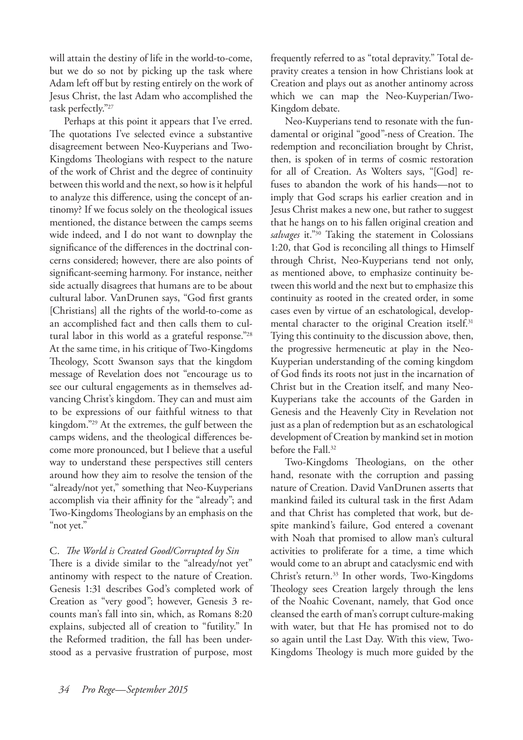will attain the destiny of life in the world-to-come, but we do so not by picking up the task where Adam left off but by resting entirely on the work of Jesus Christ, the last Adam who accomplished the task perfectly."[27]

Perhaps at this point it appears that I've erred. The quotations I've selected evince a substantive disagreement between Neo-Kuyperians and Two-Kingdoms Theologians with respect to the nature of the work of Christ and the degree of continuity between this world and the next, so how is it helpful to analyze this difference, using the concept of antinomy? If we focus solely on the theological issues mentioned, the distance between the camps seems wide indeed, and I do not want to downplay the significance of the differences in the doctrinal concerns considered; however, there are also points of significant-seeming harmony. For instance, neither side actually disagrees that humans are to be about cultural labor. VanDrunen says, "God first grants [Christians] all the rights of the world-to-come as an accomplished fact and then calls them to cultural labor in this world as a grateful response."[28] At the same time, in his critique of Two-Kingdoms Theology, Scott Swanson says that the kingdom message of Revelation does not "encourage us to see our cultural engagements as in themselves advancing Christ's kingdom. They can and must aim to be expressions of our faithful witness to that kingdom."[29] At the extremes, the gulf between the camps widens, and the theological differences become more pronounced, but I believe that a useful way to understand these perspectives still centers around how they aim to resolve the tension of the "already/not yet," something that Neo-Kuyperians accomplish via their affinity for the "already"; and Two-Kingdoms Theologians by an emphasis on the "not yet."

### C. *The World is Created Good/Corrupted by Sin*

There is a divide similar to the "already/not yet" antinomy with respect to the nature of Creation. Genesis 1:31 describes God's completed work of Creation as "very good"; however, Genesis 3 recounts man's fall into sin, which, as Romans 8:20 explains, subjected all of creation to "futility." In the Reformed tradition, the fall has been understood as a pervasive frustration of purpose, most frequently referred to as "total depravity." Total depravity creates a tension in how Christians look at Creation and plays out as another antinomy across which we can map the Neo-Kuyperian/Two-Kingdom debate.

Neo-Kuyperians tend to resonate with the fundamental or original "good"-ness of Creation. The redemption and reconciliation brought by Christ, then, is spoken of in terms of cosmic restoration for all of Creation. As Wolters says, "[God] refuses to abandon the work of his hands—not to imply that God scraps his earlier creation and in Jesus Christ makes a new one, but rather to suggest that he hangs on to his fallen original creation and *salvages* it."[30] Taking the statement in Colossians 1:20, that God is reconciling all things to Himself through Christ, Neo-Kuyperians tend not only, as mentioned above, to emphasize continuity between this world and the next but to emphasize this continuity as rooted in the created order, in some cases even by virtue of an eschatological, developmental character to the original Creation itself.[31] Tying this continuity to the discussion above, then, the progressive hermeneutic at play in the Neo-Kuyperian understanding of the coming kingdom of God finds its roots not just in the incarnation of Christ but in the Creation itself, and many Neo-Kuyperians take the accounts of the Garden in Genesis and the Heavenly City in Revelation not just as a plan of redemption but as an eschatological development of Creation by mankind set in motion before the Fall.[32]

Two-Kingdoms Theologians, on the other hand, resonate with the corruption and passing nature of Creation. David VanDrunen asserts that mankind failed its cultural task in the first Adam and that Christ has completed that work, but despite mankind's failure, God entered a covenant with Noah that promised to allow man's cultural activities to proliferate for a time, a time which would come to an abrupt and cataclysmic end with Christ's return.[33] In other words, Two-Kingdoms Theology sees Creation largely through the lens of the Noahic Covenant, namely, that God once cleansed the earth of man's corrupt culture-making with water, but that He has promised not to do so again until the Last Day. With this view, Two-Kingdoms Theology is much more guided by the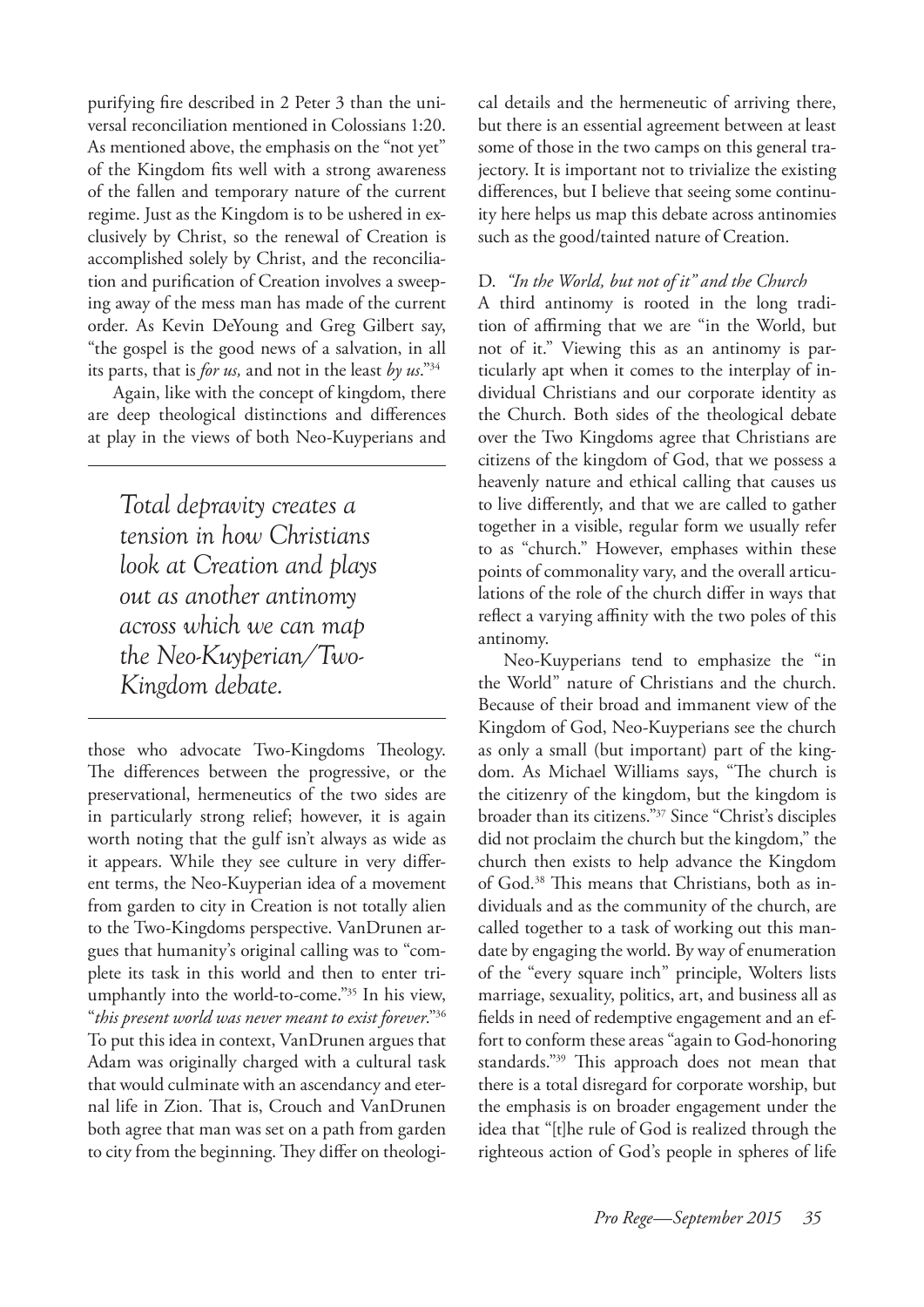purifying fire described in 2 Peter 3 than the universal reconciliation mentioned in Colossians 1:20. As mentioned above, the emphasis on the "not yet" of the Kingdom fits well with a strong awareness of the fallen and temporary nature of the current regime. Just as the Kingdom is to be ushered in exclusively by Christ, so the renewal of Creation is accomplished solely by Christ, and the reconciliation and purification of Creation involves a sweeping away of the mess man has made of the current order. As Kevin DeYoung and Greg Gilbert say, "the gospel is the good news of a salvation, in all its parts, that is *for us,* and not in the least *by us*."[34]

Again, like with the concept of kingdom, there are deep theological distinctions and differences at play in the views of both Neo-Kuyperians and those who advocate Two-Kingdoms Theology. The differences between the progressive, or the preservational, hermeneutics of the two sides are in particularly strong relief; however, it is again worth noting that the gulf isn't always as wide as it appears. While they see culture in very different terms, the Neo-Kuyperian idea of a movement from garden to city in Creation is not totally alien to the Two-Kingdoms perspective. VanDrunen argues that humanity's original calling was to "complete its task in this world and then to enter triumphantly into the world-to-come."[35] In his view, "*this present world was never meant to exist forever*."[36] To put this idea in context, VanDrunen argues that Adam was originally charged with a cultural task that would culminate with an ascendancy and eternal life in Zion. That is, Crouch and VanDrunen both agree that man was set on a path from garden to city from the beginning. They differ on theological details and the hermeneutic of arriving there, but there is an essential agreement between at least some of those in the two camps on this general trajectory. It is important not to trivialize the existing differences, but I believe that seeing some continuity here helps us map this debate across antinomies such as the good/tainted nature of Creation.

> *Total depravity creates a tension in how Christians look at Creation and plays out as another antinomy across which we can map the Neo-Kuyperian/Two-Kingdom debate.*

### D. *"In the World, but not of it" and the Church*

A third antinomy is rooted in the long tradition of affirming that we are "in the World, but not of it." Viewing this as an antinomy is particularly apt when it comes to the interplay of individual Christians and our corporate identity as the Church. Both sides of the theological debate over the Two Kingdoms agree that Christians are citizens of the kingdom of God, that we possess a heavenly nature and ethical calling that causes us to live differently, and that we are called to gather together in a visible, regular form we usually refer to as "church." However, emphases within these points of commonality vary, and the overall articulations of the role of the church differ in ways that reflect a varying affinity with the two poles of this antinomy.

Neo-Kuyperians tend to emphasize the "in the World" nature of Christians and the church. Because of their broad and immanent view of the Kingdom of God, Neo-Kuyperians see the church as only a small (but important) part of the kingdom. As Michael Williams says, "The church is the citizenry of the kingdom, but the kingdom is broader than its citizens."[37] Since "Christ's disciples did not proclaim the church but the kingdom," the church then exists to help advance the Kingdom of God.[38] This means that Christians, both as individuals and as the community of the church, are called together to a task of working out this mandate by engaging the world. By way of enumeration of the "every square inch" principle, Wolters lists marriage, sexuality, politics, art, and business all as fields in need of redemptive engagement and an effort to conform these areas "again to God-honoring standards."[39] This approach does not mean that there is a total disregard for corporate worship, but the emphasis is on broader engagement under the idea that "[t]he rule of God is realized through the righteous action of God's people in spheres of life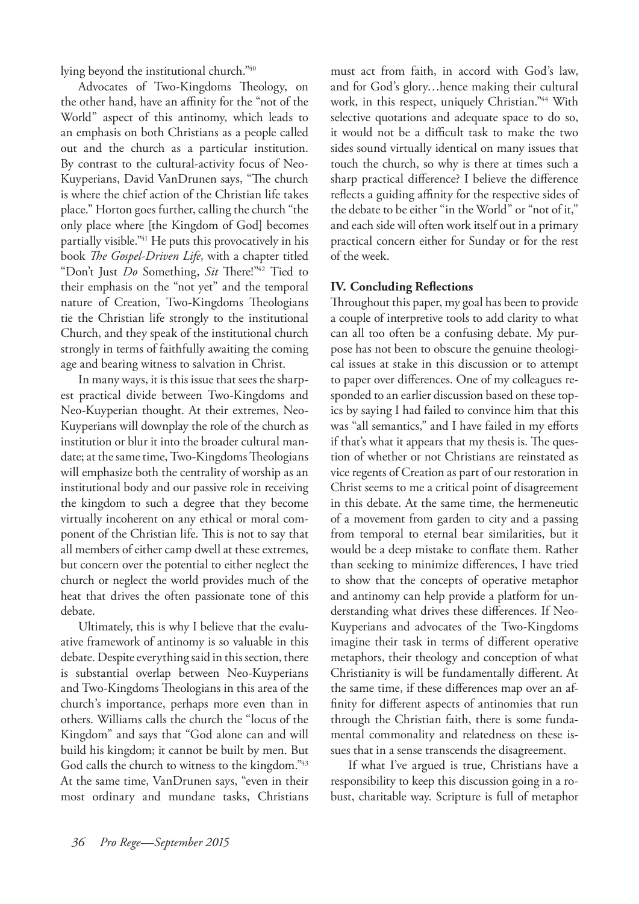lying beyond the institutional church."[40]

Advocates of Two-Kingdoms Theology, on the other hand, have an affinity for the "not of the World" aspect of this antinomy, which leads to an emphasis on both Christians as a people called out and the church as a particular institution. By contrast to the cultural-activity focus of Neo-Kuyperians, David VanDrunen says, "The church is where the chief action of the Christian life takes place." Horton goes further, calling the church "the only place where [the Kingdom of God] becomes partially visible."[41] He puts this provocatively in his book *The Gospel-Driven Life*, with a chapter titled "Don't Just *Do* Something, *Sit* There!"[42] Tied to their emphasis on the "not yet" and the temporal nature of Creation, Two-Kingdoms Theologians tie the Christian life strongly to the institutional Church, and they speak of the institutional church strongly in terms of faithfully awaiting the coming age and bearing witness to salvation in Christ.

In many ways, it is this issue that sees the sharpest practical divide between Two-Kingdoms and Neo-Kuyperian thought. At their extremes, Neo-Kuyperians will downplay the role of the church as institution or blur it into the broader cultural mandate; at the same time, Two-Kingdoms Theologians will emphasize both the centrality of worship as an institutional body and our passive role in receiving the kingdom to such a degree that they become virtually incoherent on any ethical or moral component of the Christian life. This is not to say that all members of either camp dwell at these extremes, but concern over the potential to either neglect the church or neglect the world provides much of the heat that drives the often passionate tone of this debate.

Ultimately, this is why I believe that the evaluative framework of antinomy is so valuable in this debate. Despite everything said in this section, there is substantial overlap between Neo-Kuyperians and Two-Kingdoms Theologians in this area of the church's importance, perhaps more even than in others. Williams calls the church the "locus of the Kingdom" and says that "God alone can and will build his kingdom; it cannot be built by men. But God calls the church to witness to the kingdom."[43] At the same time, VanDrunen says, "even in their most ordinary and mundane tasks, Christians must act from faith, in accord with God's law, and for God's glory…hence making their cultural work, in this respect, uniquely Christian."[44] With selective quotations and adequate space to do so, it would not be a difficult task to make the two sides sound virtually identical on many issues that touch the church, so why is there at times such a sharp practical difference? I believe the difference reflects a guiding affinity for the respective sides of the debate to be either "in the World" or "not of it," and each side will often work itself out in a primary practical concern either for Sunday or for the rest of the week.

## IV. Concluding Reflections

Throughout this paper, my goal has been to provide a couple of interpretive tools to add clarity to what can all too often be a confusing debate. My purpose has not been to obscure the genuine theological issues at stake in this discussion or to attempt to paper over differences. One of my colleagues responded to an earlier discussion based on these topics by saying I had failed to convince him that this was "all semantics," and I have failed in my efforts if that's what it appears that my thesis is. The question of whether or not Christians are reinstated as vice regents of Creation as part of our restoration in Christ seems to me a critical point of disagreement in this debate. At the same time, the hermeneutic of a movement from garden to city and a passing from temporal to eternal bear similarities, but it would be a deep mistake to conflate them. Rather than seeking to minimize differences, I have tried to show that the concepts of operative metaphor and antinomy can help provide a platform for understanding what drives these differences. If Neo-Kuyperians and advocates of the Two-Kingdoms imagine their task in terms of different operative metaphors, their theology and conception of what Christianity is will be fundamentally different. At the same time, if these differences map over an affinity for different aspects of antinomies that run through the Christian faith, there is some fundamental commonality and relatedness on these issues that in a sense transcends the disagreement.

If what I've argued is true, Christians have a responsibility to keep this discussion going in a robust, charitable way. Scripture is full of metaphor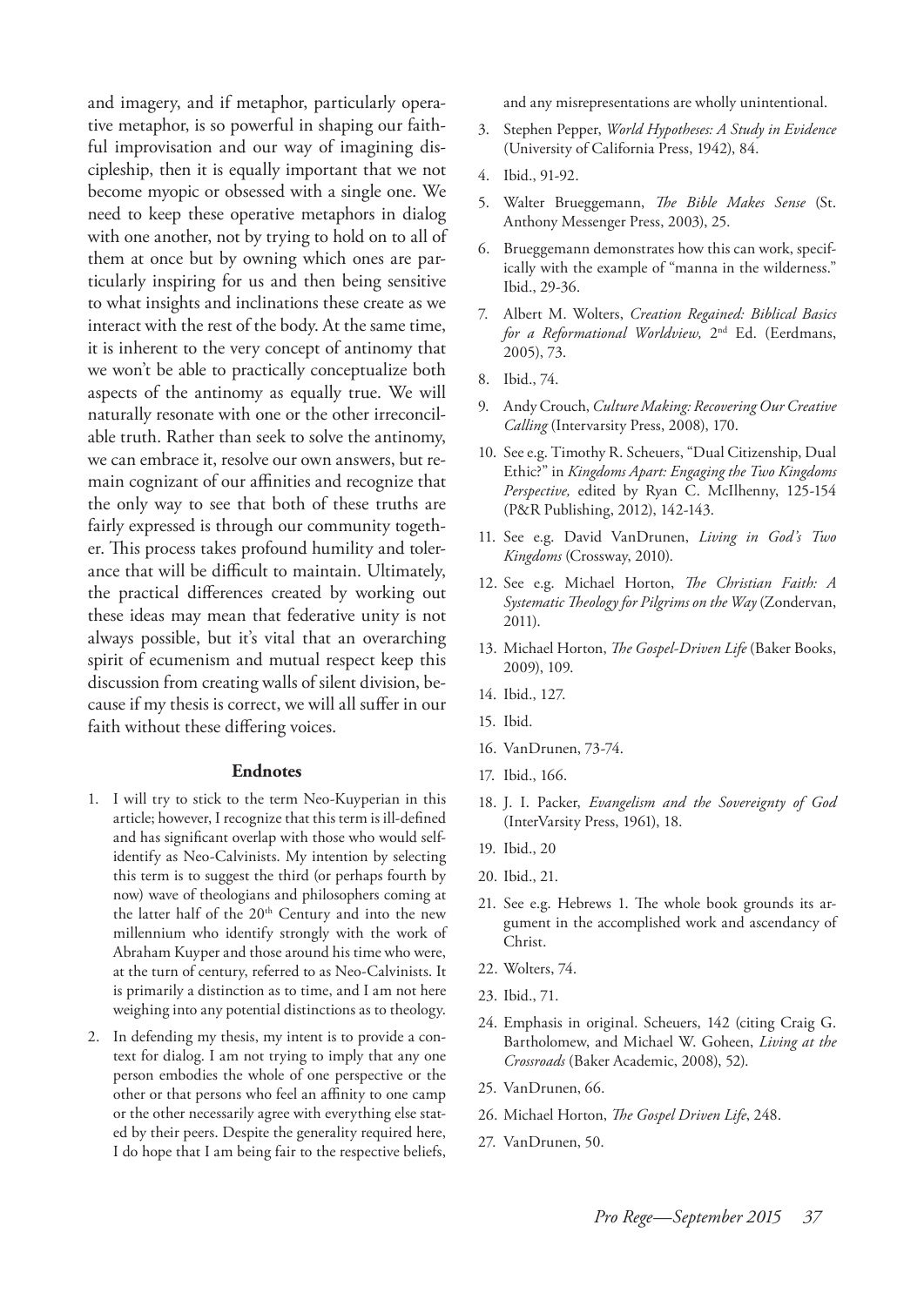and imagery, and if metaphor, particularly operative metaphor, is so powerful in shaping our faithful improvisation and our way of imagining discipleship, then it is equally important that we not become myopic or obsessed with a single one. We need to keep these operative metaphors in dialog with one another, not by trying to hold on to all of them at once but by owning which ones are particularly inspiring for us and then being sensitive to what insights and inclinations these create as we interact with the rest of the body. At the same time, it is inherent to the very concept of antinomy that we won't be able to practically conceptualize both aspects of the antinomy as equally true. We will naturally resonate with one or the other irreconcilable truth. Rather than seek to solve the antinomy, we can embrace it, resolve our own answers, but remain cognizant of our affinities and recognize that the only way to see that both of these truths are fairly expressed is through our community together. This process takes profound humility and tolerance that will be difficult to maintain. Ultimately, the practical differences created by working out these ideas may mean that federative unity is not always possible, but it's vital that an overarching spirit of ecumenism and mutual respect keep this discussion from creating walls of silent division, because if my thesis is correct, we will all suffer in our faith without these differing voices.

### Endnotes

1. I will try to stick to the term Neo-Kuyperian in this article; however, I recognize that this term is ill-defined and has significant overlap with those who would self-identify as Neo-Calvinists. My intention by selecting this term is to suggest the third (or perhaps fourth by now) wave of theologians and philosophers coming at the latter half of the 20th Century and into the new millennium who identify strongly with the work of Abraham Kuyper and those around his time who were, at the turn of century, referred to as Neo-Calvinists. It is primarily a distinction as to time, and I am not here weighing into any potential distinctions as to theology.
2. In defending my thesis, my intent is to provide a context for dialog. I am not trying to imply that any one person embodies the whole of one perspective or the other or that persons who feel an affinity to one camp or the other necessarily agree with everything else stated by their peers. Despite the generality required here, I do hope that I am being fair to the respective beliefs, and any misrepresentations are wholly unintentional.
3. Stephen Pepper, *World Hypotheses: A Study in Evidence* (University of California Press, 1942), 84.
4. Ibid., 91-92.
5. Walter Brueggemann, *The Bible Makes Sense* (St. Anthony Messenger Press, 2003), 25.
6. Brueggemann demonstrates how this can work, specifically with the example of "manna in the wilderness." Ibid., 29-36.
7. Albert M. Wolters, *Creation Regained: Biblical Basics for a Reformational Worldview,* 2nd Ed. (Eerdmans, 2005), 73.
8. Ibid., 74.
9. Andy Crouch, *Culture Making: Recovering Our Creative Calling* (Intervarsity Press, 2008), 170.
10. See e.g. Timothy R. Scheuers, "Dual Citizenship, Dual Ethic?" in *Kingdoms Apart: Engaging the Two Kingdoms Perspective,* edited by Ryan C. McIlhenny, 125-154 (P&R Publishing, 2012), 142-143.
11. See e.g. David VanDrunen, *Living in God's Two Kingdoms* (Crossway, 2010).
12. See e.g. Michael Horton, *The Christian Faith: A Systematic Theology for Pilgrims on the Way* (Zondervan, 2011).
13. Michael Horton, *The Gospel-Driven Life* (Baker Books, 2009), 109.
14. Ibid., 127.
15. Ibid.
16. VanDrunen, 73-74.
17. Ibid., 166.
18. J. I. Packer, *Evangelism and the Sovereignty of God* (InterVarsity Press, 1961), 18.
19. Ibid., 20
20. Ibid., 21.
21. See e.g. Hebrews 1. The whole book grounds its argument in the accomplished work and ascendancy of Christ.
22. Wolters, 74.
23. Ibid., 71.
24. Emphasis in original. Scheuers, 142 (citing Craig G. Bartholomew, and Michael W. Goheen, *Living at the Crossroads* (Baker Academic, 2008), 52).
25. VanDrunen, 66.
26. Michael Horton, *The Gospel Driven Life*, 248.
27. VanDrunen, 50.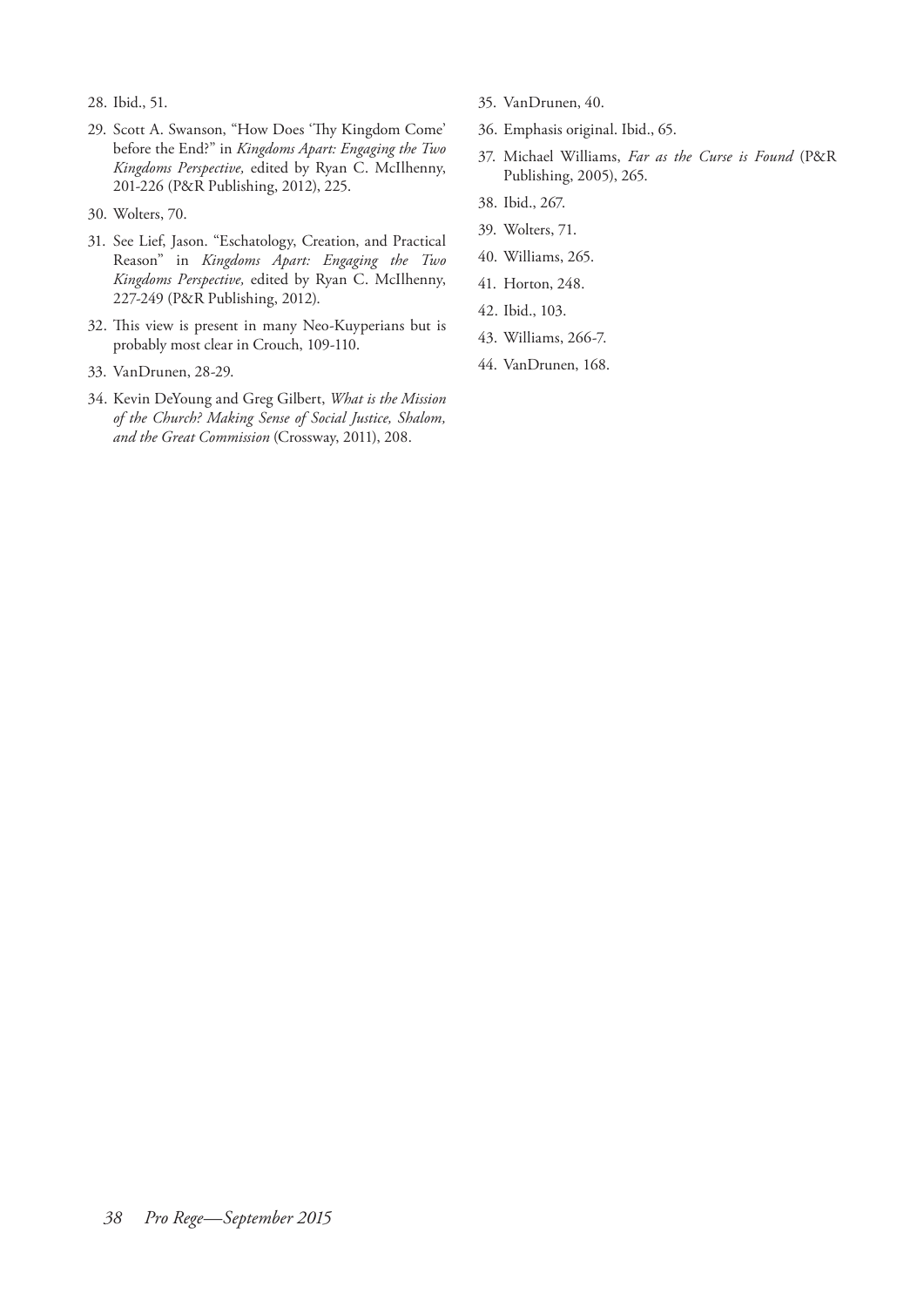28. Ibid., 51.
29. Scott A. Swanson, "How Does 'Thy Kingdom Come' before the End?" in *Kingdoms Apart: Engaging the Two Kingdoms Perspective,* edited by Ryan C. McIlhenny, 201-226 (P&R Publishing, 2012), 225.
30. Wolters, 70.
31. See Lief, Jason. "Eschatology, Creation, and Practical Reason" in *Kingdoms Apart: Engaging the Two Kingdoms Perspective,* edited by Ryan C. McIlhenny, 227-249 (P&R Publishing, 2012).
32. This view is present in many Neo-Kuyperians but is probably most clear in Crouch, 109-110.
33. VanDrunen, 28-29.
34. Kevin DeYoung and Greg Gilbert, *What is the Mission of the Church? Making Sense of Social Justice, Shalom, and the Great Commission* (Crossway, 2011), 208.
35. VanDrunen, 40.
36. Emphasis original. Ibid., 65.
37. Michael Williams, *Far as the Curse is Found* (P&R Publishing, 2005), 265.
38. Ibid., 267.
39. Wolters, 71.
40. Williams, 265.
41. Horton, 248.
42. Ibid., 103.
43. Williams, 266-7.
44. VanDrunen, 168.